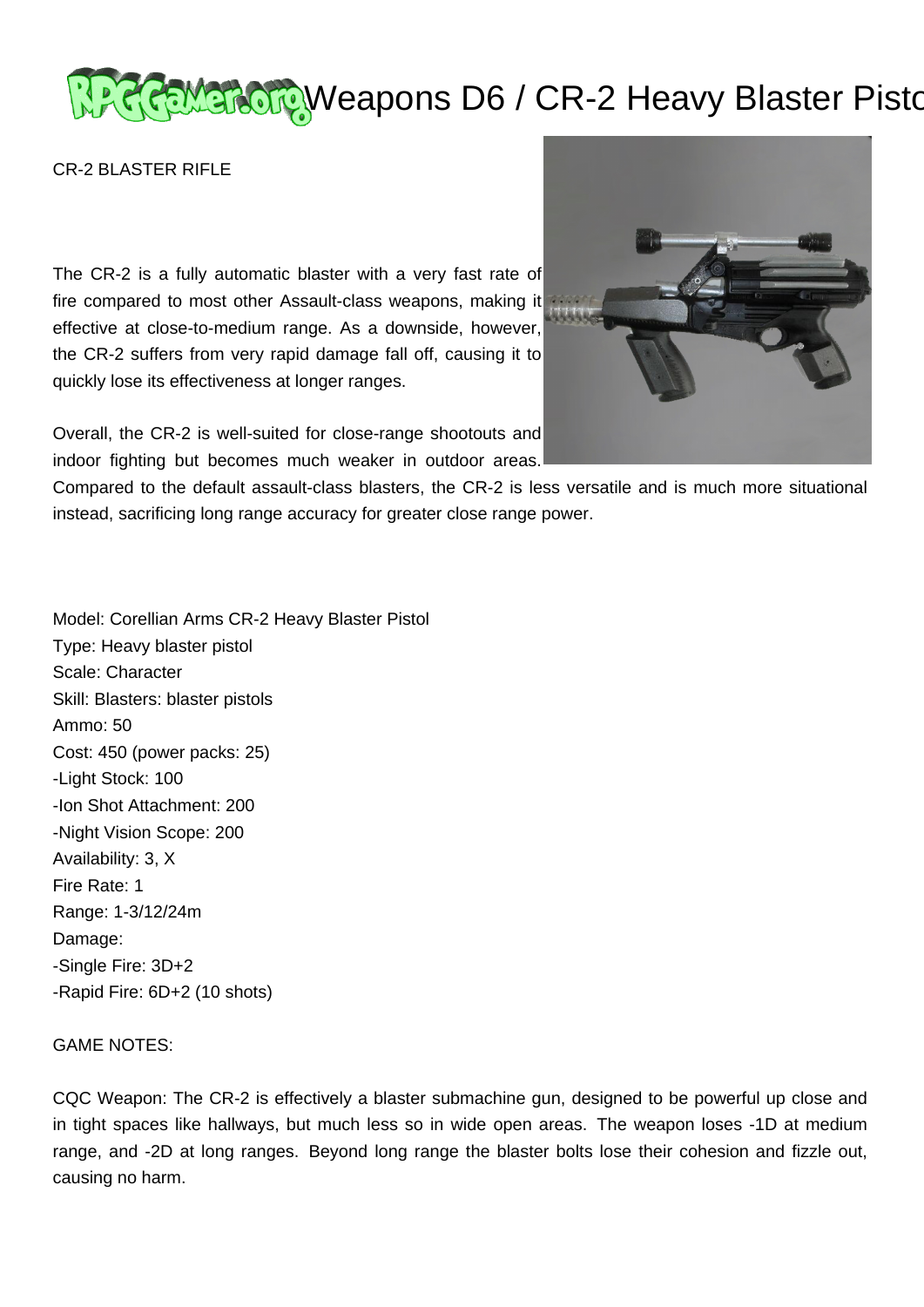# Weapons D6 / CR-2 Heavy Blaster Pistol

CR-2 BLASTER RIFLE

The CR-2 is a fully automatic blaster with a very fast rate of fire compared to most other Assault-class weapons, making it effective at close-to-medium range. As a downside, however, the CR-2 suffers from very rapid damage fall off, causing it to quickly lose its effectiveness at longer ranges.

Overall, the CR-2 is well-suited for close-range shootouts and indoor fighting but becomes much weaker in outdoor areas. Compared to the default assault-class blasters, the CR-2 is less versatile and is much more situational instead, sacrificing long range accuracy for greater close range power.

Model: Corellian Arms CR-2 Heavy Blaster Pistol
Type: Heavy blaster pistol
Scale: Character
Skill: Blasters: blaster pistols
Ammo: 50
Cost: 450 (power packs: 25)
-Light Stock: 100
-Ion Shot Attachment: 200
-Night Vision Scope: 200
Availability: 3, X
Fire Rate: 1
Range: 1-3/12/24m
Damage:
-Single Fire: 3D+2
-Rapid Fire: 6D+2 (10 shots)

GAME NOTES:

CQC Weapon: The CR-2 is effectively a blaster submachine gun, designed to be powerful up close and in tight spaces like hallways, but much less so in wide open areas. The weapon loses -1D at medium range, and -2D at long ranges. Beyond long range the blaster bolts lose their cohesion and fizzle out, causing no harm.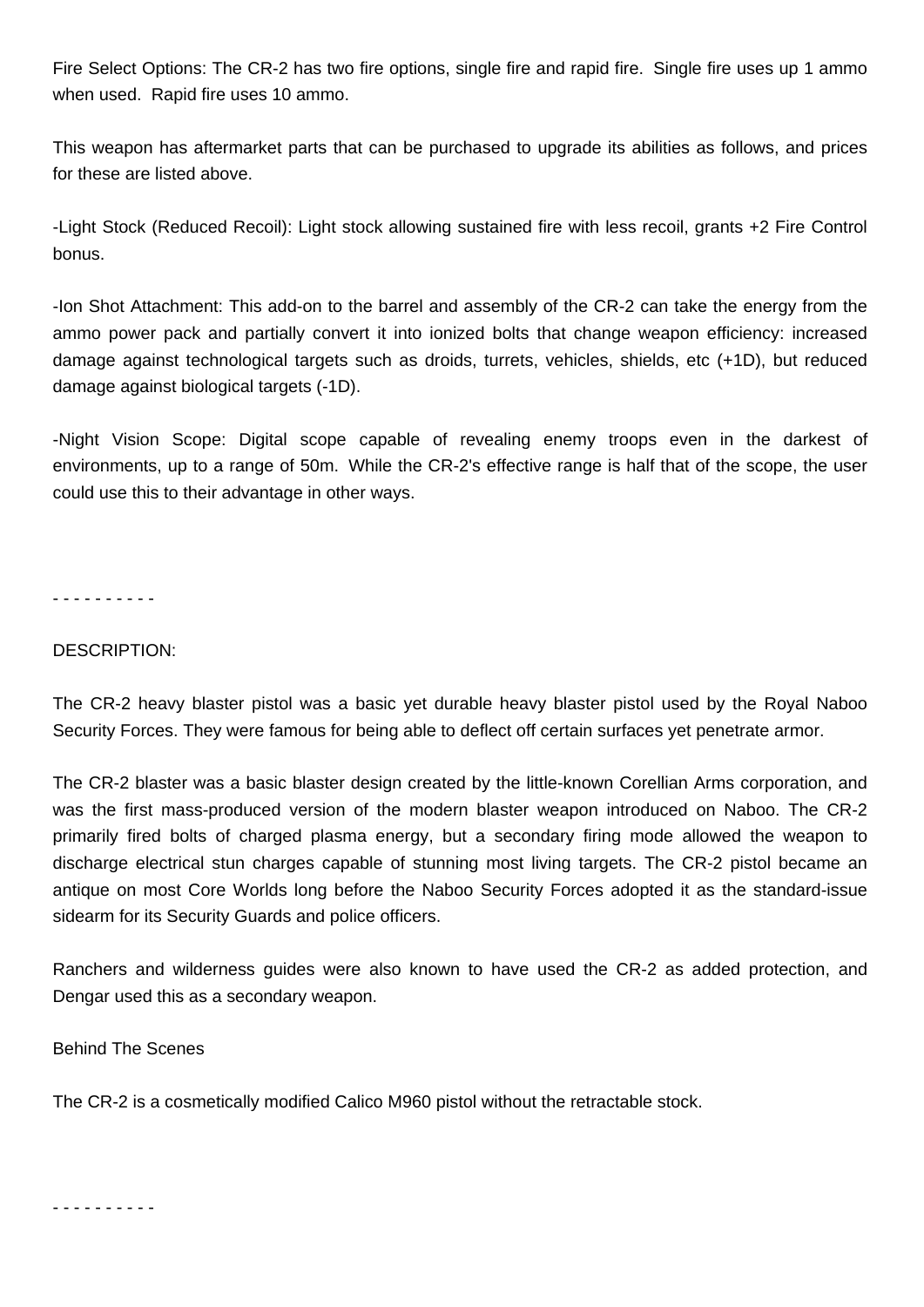Fire Select Options: The CR-2 has two fire options, single fire and rapid fire.  Single fire uses up 1 ammo when used.  Rapid fire uses 10 ammo.

This weapon has aftermarket parts that can be purchased to upgrade its abilities as follows, and prices for these are listed above.

-Light Stock (Reduced Recoil): Light stock allowing sustained fire with less recoil, grants +2 Fire Control bonus.

-Ion Shot Attachment: This add-on to the barrel and assembly of the CR-2 can take the energy from the ammo power pack and partially convert it into ionized bolts that change weapon efficiency: increased damage against technological targets such as droids, turrets, vehicles, shields, etc (+1D), but reduced damage against biological targets (-1D).

-Night Vision Scope: Digital scope capable of revealing enemy troops even in the darkest of environments, up to a range of 50m.  While the CR-2's effective range is half that of the scope, the user could use this to their advantage in other ways.

- - - - - - - - - -

DESCRIPTION:

The CR-2 heavy blaster pistol was a basic yet durable heavy blaster pistol used by the Royal Naboo Security Forces. They were famous for being able to deflect off certain surfaces yet penetrate armor.

The CR-2 blaster was a basic blaster design created by the little-known Corellian Arms corporation, and was the first mass-produced version of the modern blaster weapon introduced on Naboo. The CR-2 primarily fired bolts of charged plasma energy, but a secondary firing mode allowed the weapon to discharge electrical stun charges capable of stunning most living targets. The CR-2 pistol became an antique on most Core Worlds long before the Naboo Security Forces adopted it as the standard-issue sidearm for its Security Guards and police officers.

Ranchers and wilderness guides were also known to have used the CR-2 as added protection, and Dengar used this as a secondary weapon.

Behind The Scenes

The CR-2 is a cosmetically modified Calico M960 pistol without the retractable stock.

- - - - - - - - - -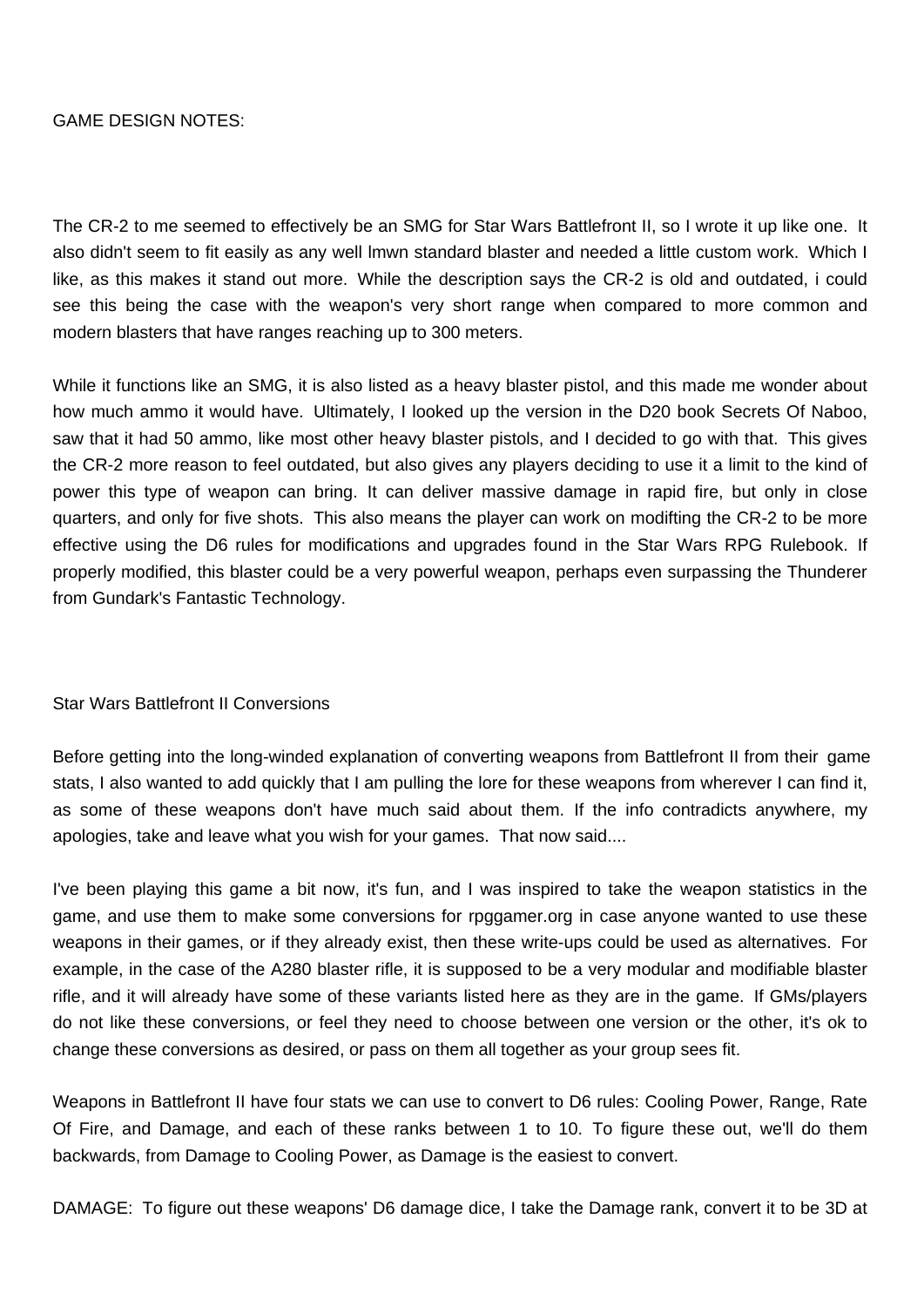GAME DESIGN NOTES:

The CR-2 to me seemed to effectively be an SMG for Star Wars Battlefront II, so I wrote it up like one. It also didn't seem to fit easily as any well lmwn standard blaster and needed a little custom work. Which I like, as this makes it stand out more. While the description says the CR-2 is old and outdated, i could see this being the case with the weapon's very short range when compared to more common and modern blasters that have ranges reaching up to 300 meters.

While it functions like an SMG, it is also listed as a heavy blaster pistol, and this made me wonder about how much ammo it would have. Ultimately, I looked up the version in the D20 book Secrets Of Naboo, saw that it had 50 ammo, like most other heavy blaster pistols, and I decided to go with that. This gives the CR-2 more reason to feel outdated, but also gives any players deciding to use it a limit to the kind of power this type of weapon can bring. It can deliver massive damage in rapid fire, but only in close quarters, and only for five shots. This also means the player can work on modifting the CR-2 to be more effective using the D6 rules for modifications and upgrades found in the Star Wars RPG Rulebook. If properly modified, this blaster could be a very powerful weapon, perhaps even surpassing the Thunderer from Gundark's Fantastic Technology.

Star Wars Battlefront II Conversions

Before getting into the long-winded explanation of converting weapons from Battlefront II from their game stats, I also wanted to add quickly that I am pulling the lore for these weapons from wherever I can find it, as some of these weapons don't have much said about them. If the info contradicts anywhere, my apologies, take and leave what you wish for your games. That now said....

I've been playing this game a bit now, it's fun, and I was inspired to take the weapon statistics in the game, and use them to make some conversions for rpggamer.org in case anyone wanted to use these weapons in their games, or if they already exist, then these write-ups could be used as alternatives. For example, in the case of the A280 blaster rifle, it is supposed to be a very modular and modifiable blaster rifle, and it will already have some of these variants listed here as they are in the game. If GMs/players do not like these conversions, or feel they need to choose between one version or the other, it's ok to change these conversions as desired, or pass on them all together as your group sees fit.

Weapons in Battlefront II have four stats we can use to convert to D6 rules: Cooling Power, Range, Rate Of Fire, and Damage, and each of these ranks between 1 to 10. To figure these out, we'll do them backwards, from Damage to Cooling Power, as Damage is the easiest to convert.

DAMAGE: To figure out these weapons' D6 damage dice, I take the Damage rank, convert it to be 3D at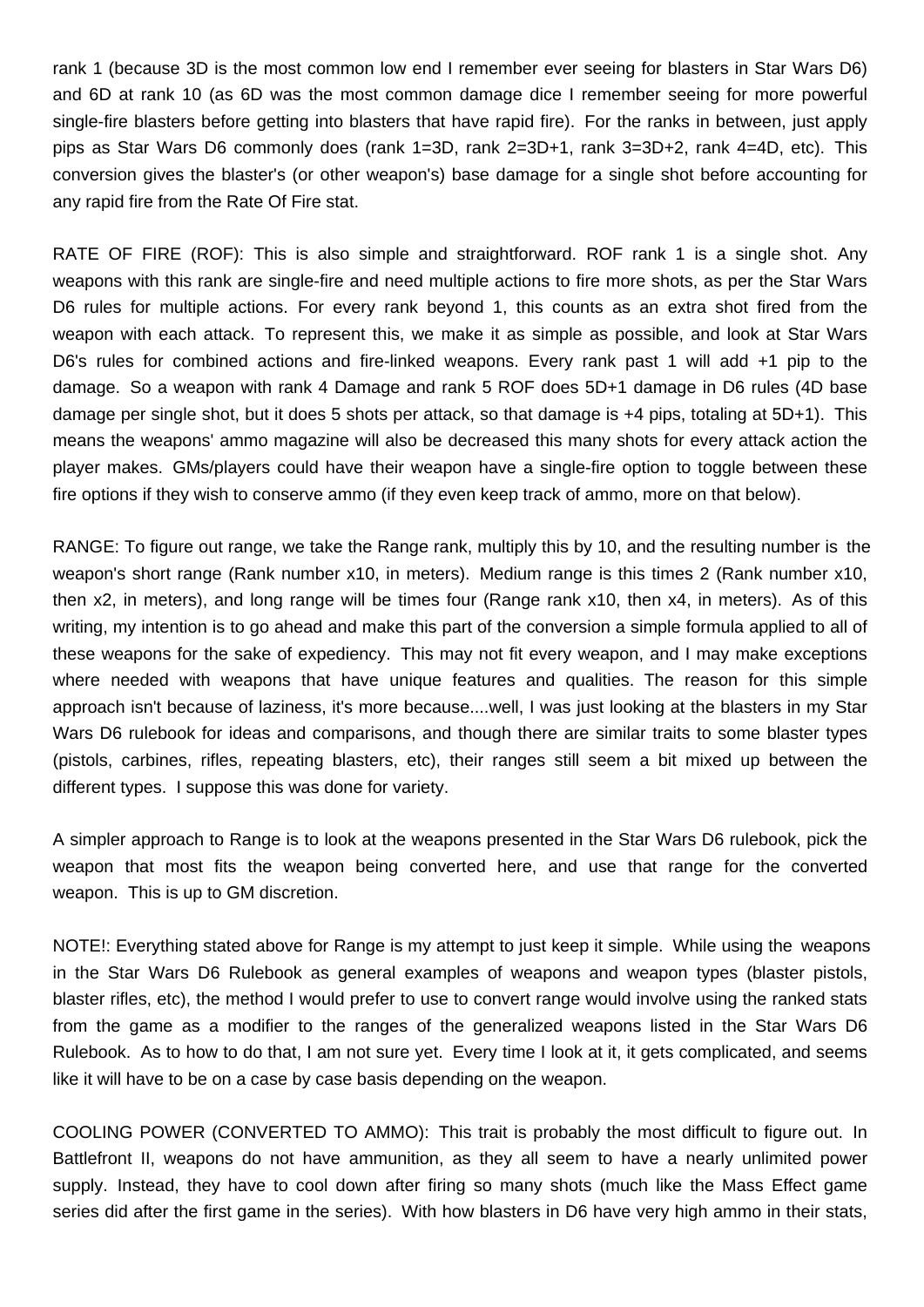rank 1 (because 3D is the most common low end I remember ever seeing for blasters in Star Wars D6) and 6D at rank 10 (as 6D was the most common damage dice I remember seeing for more powerful single-fire blasters before getting into blasters that have rapid fire). For the ranks in between, just apply pips as Star Wars D6 commonly does (rank 1=3D, rank 2=3D+1, rank 3=3D+2, rank 4=4D, etc). This conversion gives the blaster's (or other weapon's) base damage for a single shot before accounting for any rapid fire from the Rate Of Fire stat.

RATE OF FIRE (ROF): This is also simple and straightforward. ROF rank 1 is a single shot. Any weapons with this rank are single-fire and need multiple actions to fire more shots, as per the Star Wars D6 rules for multiple actions. For every rank beyond 1, this counts as an extra shot fired from the weapon with each attack. To represent this, we make it as simple as possible, and look at Star Wars D6's rules for combined actions and fire-linked weapons. Every rank past 1 will add +1 pip to the damage. So a weapon with rank 4 Damage and rank 5 ROF does 5D+1 damage in D6 rules (4D base damage per single shot, but it does 5 shots per attack, so that damage is +4 pips, totaling at 5D+1). This means the weapons' ammo magazine will also be decreased this many shots for every attack action the player makes. GMs/players could have their weapon have a single-fire option to toggle between these fire options if they wish to conserve ammo (if they even keep track of ammo, more on that below).

RANGE: To figure out range, we take the Range rank, multiply this by 10, and the resulting number is the weapon's short range (Rank number x10, in meters). Medium range is this times 2 (Rank number x10, then x2, in meters), and long range will be times four (Range rank x10, then x4, in meters). As of this writing, my intention is to go ahead and make this part of the conversion a simple formula applied to all of these weapons for the sake of expediency. This may not fit every weapon, and I may make exceptions where needed with weapons that have unique features and qualities. The reason for this simple approach isn't because of laziness, it's more because....well, I was just looking at the blasters in my Star Wars D6 rulebook for ideas and comparisons, and though there are similar traits to some blaster types (pistols, carbines, rifles, repeating blasters, etc), their ranges still seem a bit mixed up between the different types. I suppose this was done for variety.

A simpler approach to Range is to look at the weapons presented in the Star Wars D6 rulebook, pick the weapon that most fits the weapon being converted here, and use that range for the converted weapon. This is up to GM discretion.

NOTE!: Everything stated above for Range is my attempt to just keep it simple. While using the weapons in the Star Wars D6 Rulebook as general examples of weapons and weapon types (blaster pistols, blaster rifles, etc), the method I would prefer to use to convert range would involve using the ranked stats from the game as a modifier to the ranges of the generalized weapons listed in the Star Wars D6 Rulebook. As to how to do that, I am not sure yet. Every time I look at it, it gets complicated, and seems like it will have to be on a case by case basis depending on the weapon.

COOLING POWER (CONVERTED TO AMMO): This trait is probably the most difficult to figure out. In Battlefront II, weapons do not have ammunition, as they all seem to have a nearly unlimited power supply. Instead, they have to cool down after firing so many shots (much like the Mass Effect game series did after the first game in the series). With how blasters in D6 have very high ammo in their stats,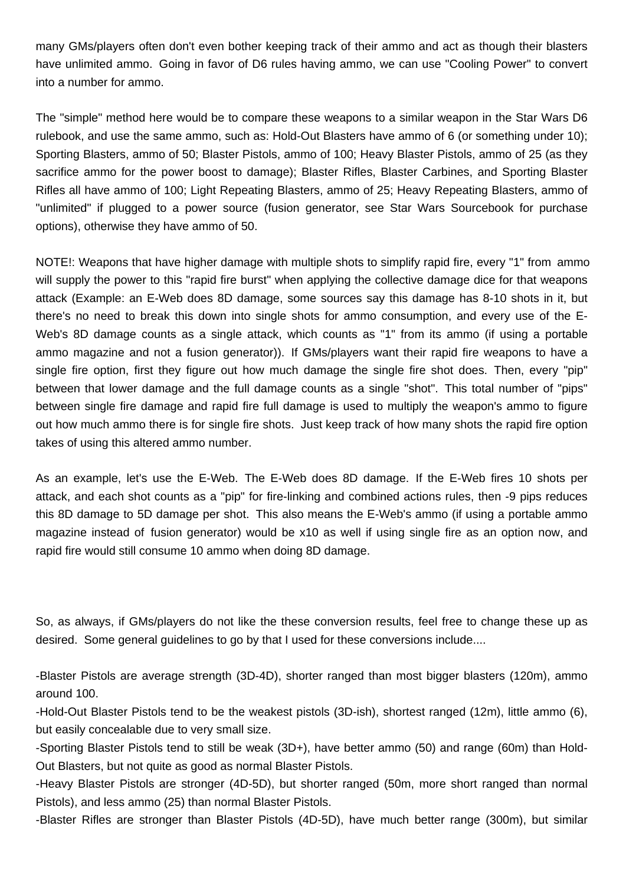many GMs/players often don't even bother keeping track of their ammo and act as though their blasters have unlimited ammo. Going in favor of D6 rules having ammo, we can use "Cooling Power" to convert into a number for ammo.

The "simple" method here would be to compare these weapons to a similar weapon in the Star Wars D6 rulebook, and use the same ammo, such as: Hold-Out Blasters have ammo of 6 (or something under 10); Sporting Blasters, ammo of 50; Blaster Pistols, ammo of 100; Heavy Blaster Pistols, ammo of 25 (as they sacrifice ammo for the power boost to damage); Blaster Rifles, Blaster Carbines, and Sporting Blaster Rifles all have ammo of 100; Light Repeating Blasters, ammo of 25; Heavy Repeating Blasters, ammo of "unlimited" if plugged to a power source (fusion generator, see Star Wars Sourcebook for purchase options), otherwise they have ammo of 50.

NOTE!: Weapons that have higher damage with multiple shots to simplify rapid fire, every "1" from ammo will supply the power to this "rapid fire burst" when applying the collective damage dice for that weapons attack (Example: an E-Web does 8D damage, some sources say this damage has 8-10 shots in it, but there's no need to break this down into single shots for ammo consumption, and every use of the E-Web's 8D damage counts as a single attack, which counts as "1" from its ammo (if using a portable ammo magazine and not a fusion generator)). If GMs/players want their rapid fire weapons to have a single fire option, first they figure out how much damage the single fire shot does. Then, every "pip" between that lower damage and the full damage counts as a single "shot". This total number of "pips" between single fire damage and rapid fire full damage is used to multiply the weapon's ammo to figure out how much ammo there is for single fire shots. Just keep track of how many shots the rapid fire option takes of using this altered ammo number.

As an example, let's use the E-Web. The E-Web does 8D damage. If the E-Web fires 10 shots per attack, and each shot counts as a "pip" for fire-linking and combined actions rules, then -9 pips reduces this 8D damage to 5D damage per shot. This also means the E-Web's ammo (if using a portable ammo magazine instead of fusion generator) would be x10 as well if using single fire as an option now, and rapid fire would still consume 10 ammo when doing 8D damage.

So, as always, if GMs/players do not like the these conversion results, feel free to change these up as desired. Some general guidelines to go by that I used for these conversions include....

-Blaster Pistols are average strength (3D-4D), shorter ranged than most bigger blasters (120m), ammo around 100.

-Hold-Out Blaster Pistols tend to be the weakest pistols (3D-ish), shortest ranged (12m), little ammo (6), but easily concealable due to very small size.

-Sporting Blaster Pistols tend to still be weak (3D+), have better ammo (50) and range (60m) than Hold-Out Blasters, but not quite as good as normal Blaster Pistols.

-Heavy Blaster Pistols are stronger (4D-5D), but shorter ranged (50m, more short ranged than normal Pistols), and less ammo (25) than normal Blaster Pistols.

-Blaster Rifles are stronger than Blaster Pistols (4D-5D), have much better range (300m), but similar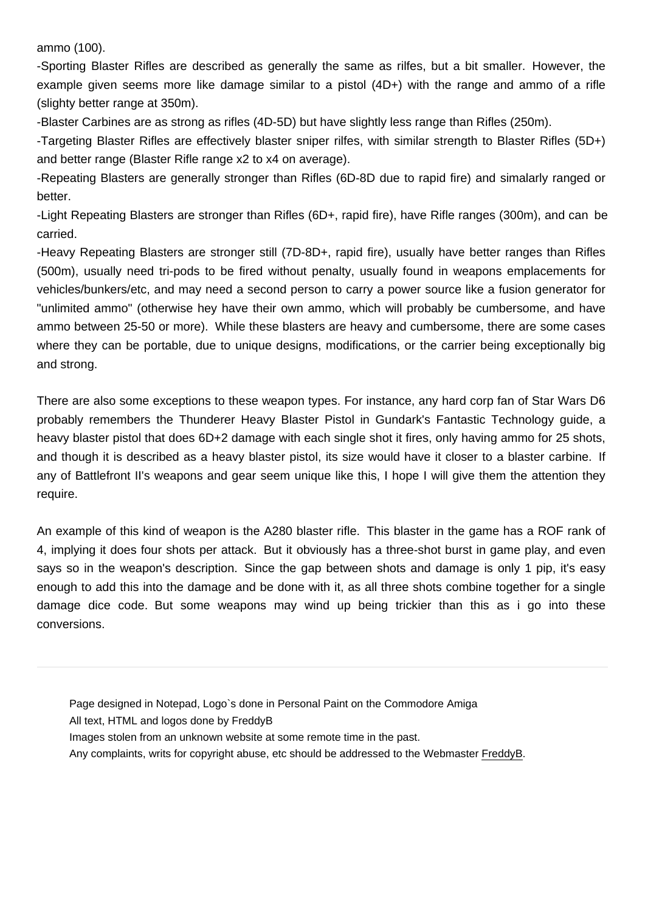ammo (100).

-Sporting Blaster Rifles are described as generally the same as rilfes, but a bit smaller. However, the example given seems more like damage similar to a pistol (4D+) with the range and ammo of a rifle (slighty better range at 350m).

-Blaster Carbines are as strong as rifles (4D-5D) but have slightly less range than Rifles (250m).

-Targeting Blaster Rifles are effectively blaster sniper rilfes, with similar strength to Blaster Rifles (5D+) and better range (Blaster Rifle range x2 to x4 on average).

-Repeating Blasters are generally stronger than Rifles (6D-8D due to rapid fire) and simalarly ranged or better.

-Light Repeating Blasters are stronger than Rifles (6D+, rapid fire), have Rifle ranges (300m), and can be carried.

-Heavy Repeating Blasters are stronger still (7D-8D+, rapid fire), usually have better ranges than Rifles (500m), usually need tri-pods to be fired without penalty, usually found in weapons emplacements for vehicles/bunkers/etc, and may need a second person to carry a power source like a fusion generator for "unlimited ammo" (otherwise hey have their own ammo, which will probably be cumbersome, and have ammo between 25-50 or more). While these blasters are heavy and cumbersome, there are some cases where they can be portable, due to unique designs, modifications, or the carrier being exceptionally big and strong.

There are also some exceptions to these weapon types. For instance, any hard corp fan of Star Wars D6 probably remembers the Thunderer Heavy Blaster Pistol in Gundark's Fantastic Technology guide, a heavy blaster pistol that does 6D+2 damage with each single shot it fires, only having ammo for 25 shots, and though it is described as a heavy blaster pistol, its size would have it closer to a blaster carbine. If any of Battlefront II's weapons and gear seem unique like this, I hope I will give them the attention they require.

An example of this kind of weapon is the A280 blaster rifle. This blaster in the game has a ROF rank of 4, implying it does four shots per attack. But it obviously has a three-shot burst in game play, and even says so in the weapon's description. Since the gap between shots and damage is only 1 pip, it's easy enough to add this into the damage and be done with it, as all three shots combine together for a single damage dice code. But some weapons may wind up being trickier than this as i go into these conversions.

---

Page designed in Notepad, Logo`s done in Personal Paint on the Commodore Amiga

All text, HTML and logos done by FreddyB

Images stolen from an unknown website at some remote time in the past.

Any complaints, writs for copyright abuse, etc should be addressed to the Webmaster FreddyB.